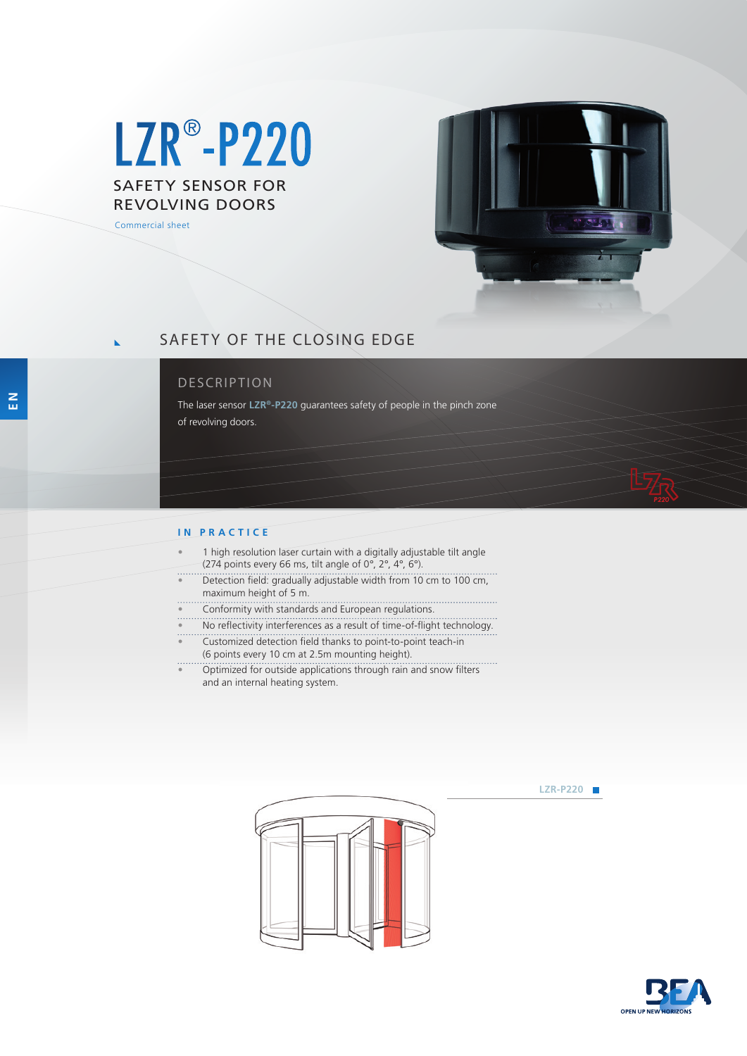# LZR®-P220

## SAFETY SENSOR FOR REVOLVING DOORS

Commercial sheet

EN

## SAFETY OF THE CLOSING EDGE

### DESCRIPTION

The laser sensor **LZR®-P220** guarantees safety of people in the pinch zone of revolving doors.

### IN PRACTICE

- 1 high resolution laser curtain with a digitally adjustable tilt angle (274 points every 66 ms, tilt angle of 0°, 2°, 4°, 6°).
- Detection field: gradually adjustable width from 10 cm to 100 cm, maximum height of 5 m.
- Conformity with standards and European regulations.
- No reflectivity interferences as a result of time-of-flight technology.
- Customized detection field thanks to point-to-point teach-in (6 points every 10 cm at 2.5m mounting height).
- Optimized for outside applications through rain and snow filters and an internal heating system.

LZR-P220

BEA OPEN UP NEW HORIZONS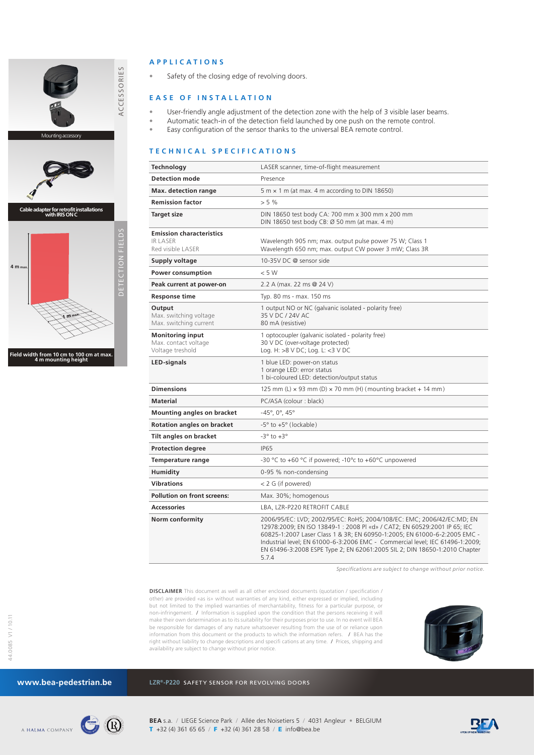ACCESSORIES

Mounting accessory

Cable adapter for retrofit installations with IRIS ON C

DETECTION FIELDS

4 m max.

1 m max.

Field width from 10 cm to 100 cm at max. 4 m mounting height

## APPLICATIONS

- Safety of the closing edge of revolving doors.

## EASE OF INSTALLATION

- User-friendly angle adjustment of the detection zone with the help of 3 visible laser beams.
- Automatic teach-in of the detection field launched by one push on the remote control.
- Easy configuration of the sensor thanks to the universal BEA remote control.

## TECHNICAL SPECIFICATIONS

| | |
|---|---|
| **Technology** | LASER scanner, time-of-flight measurement |
| **Detection mode** | Presence |
| **Max. detection range** | 5 m × 1 m (at max. 4 m according to DIN 18650) |
| **Remission factor** | > 5 % |
| **Target size** | DIN 18650 test body CA: 700 mm x 300 mm x 200 mm<br>DIN 18650 test body CB: Ø 50 mm (at max. 4 m) |
| **Emission characteristics**<br>IR LASER<br>Red visible LASER | <br>Wavelength 905 nm; max. output pulse power 75 W; Class 1<br>Wavelength 650 nm; max. output CW power 3 mW; Class 3R |
| **Supply voltage** | 10-35V DC @ sensor side |
| **Power consumption** | < 5 W |
| **Peak current at power-on** | 2.2 A (max. 22 ms @ 24 V) |
| **Response time** | Typ. 80 ms - max. 150 ms |
| **Output**<br>Max. switching voltage<br>Max. switching current | 1 output NO or NC (galvanic isolated - polarity free)<br>35 V DC / 24V AC<br>80 mA (resistive) |
| **Monitoring input**<br>Max. contact voltage<br>Voltage treshold | 1 optocoupler (galvanic isolated - polarity free)<br>30 V DC (over-voltage protected)<br>Log. H: >8 V DC; Log. L: <3 V DC |
| **LED-signals** | 1 blue LED: power-on status<br>1 orange LED: error status<br>1 bi-coloured LED: detection/output status |
| **Dimensions** | 125 mm (L) × 93 mm (D) × 70 mm (H) (mounting bracket + 14 mm) |
| **Material** | PC/ASA (colour : black) |
| **Mounting angles on bracket** | -45°, 0°, 45° |
| **Rotation angles on bracket** | -5° to +5° (lockable) |
| **Tilt angles on bracket** | -3° to +3° |
| **Protection degree** | IP65 |
| **Temperature range** | -30 °C to +60 °C if powered; -10°c to +60°C unpowered |
| **Humidity** | 0-95 % non-condensing |
| **Vibrations** | < 2 G (if powered) |
| **Pollution on front screens:** | Max. 30%; homogenous |
| **Accessories** | LBA, LZR-P220 RETROFIT CABLE |
| **Norm conformity** | 2006/95/EC: LVD; 2002/95/EC: RoHS; 2004/108/EC: EMC; 2006/42/EC:MD; EN 12978:2009; EN ISO 13849-1 : 2008 Pl «d» / CAT2; EN 60529:2001 IP 65; IEC 60825-1:2007 Laser Class 1 & 3R; EN 60950-1:2005; EN 61000-6-2:2005 EMC - Industrial level; EN 61000-6-3:2006 EMC - Commercial level; IEC 61496-1:2009; EN 61496-3:2008 ESPE Type 2; EN 62061:2005 SIL 2; DIN 18650-1:2010 Chapter 5.7.4 |

*Specifications are subject to change without prior notice.*

**DISCLAIMER** This document as well as all other enclosed documents (quotation / specification / other) are provided «as is» without warranties of any kind, either expressed or implied, including but not limited to the implied warranties of merchantability, fitness for a particular purpose, or non-infringement. / Information is supplied upon the condition that the persons receiving it will make their own determination as to its suitability for their purposes prior to use. In no event will BEA be responsible for damages of any nature whatsoever resulting from the use of or reliance upon information from this document or the products to which the information refers. / BEA has the right without liability to change descriptions and specifi cations at any time. / Prices, shipping and availability are subject to change without prior notice.

44.0085 V1 / 10.11

**www.bea-pedestrian.be**

**LZR®-P220** SAFETY SENSOR FOR REVOLVING DOORS

A HALMA COMPANY

**BEA** s.a. / LIEGE Science Park / Allée des Noisetiers 5 / 4031 Angleur • BELGIUM
**T** +32 (4) 361 65 65 / **F** +32 (4) 361 28 58 / **E** info@bea.be